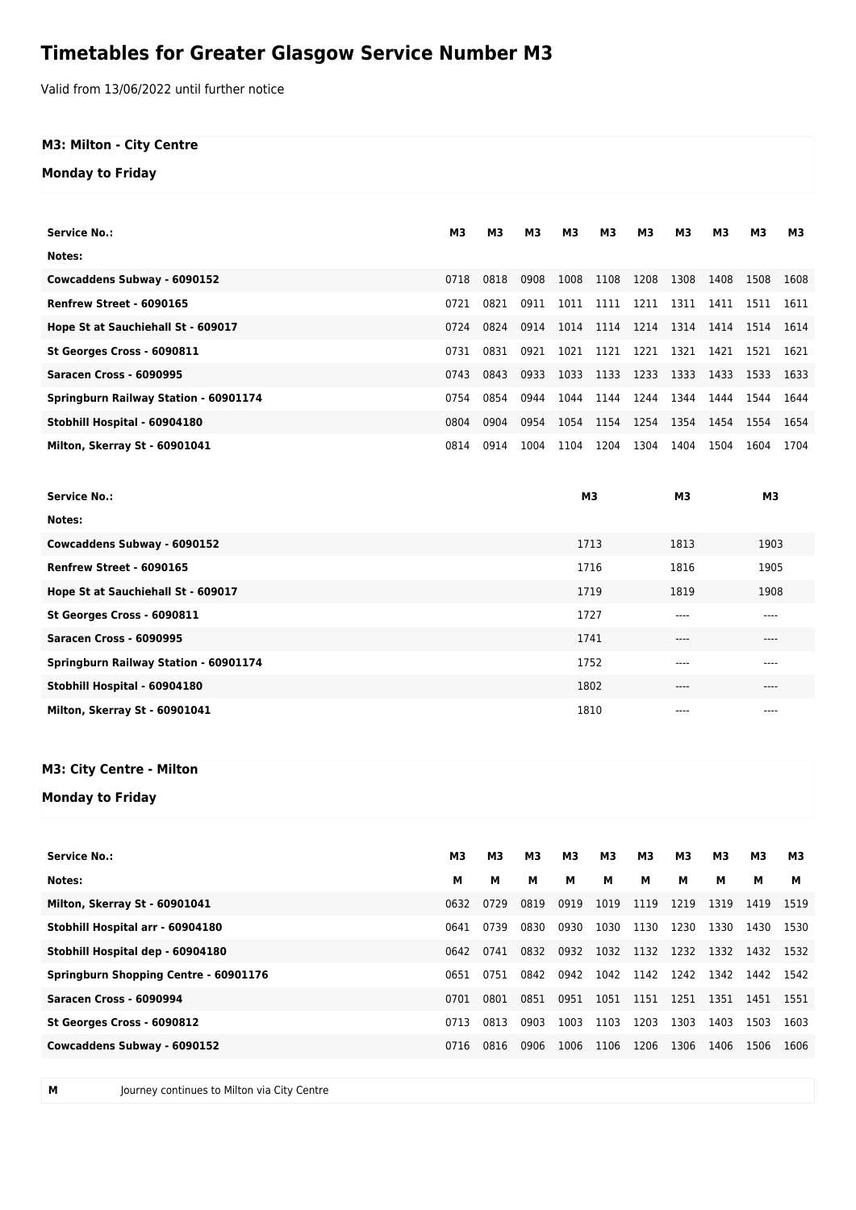# Timetables for Greater Glasgow Service Number M3

Valid from 13/06/2022 until further notice

### M3: Milton - City Centre

#### Monday to Friday

| Service No.: | M3 | M3 | M3 | M3 | M3 | M3 | M3 | M3 | M3 | M3 |
|---|---|---|---|---|---|---|---|---|---|---|
| Notes: | | | | | | | | | | |
| Cowcaddens Subway - 6090152 | 0718 | 0818 | 0908 | 1008 | 1108 | 1208 | 1308 | 1408 | 1508 | 1608 |
| Renfrew Street - 6090165 | 0721 | 0821 | 0911 | 1011 | 1111 | 1211 | 1311 | 1411 | 1511 | 1611 |
| Hope St at Sauchiehall St - 609017 | 0724 | 0824 | 0914 | 1014 | 1114 | 1214 | 1314 | 1414 | 1514 | 1614 |
| St Georges Cross - 6090811 | 0731 | 0831 | 0921 | 1021 | 1121 | 1221 | 1321 | 1421 | 1521 | 1621 |
| Saracen Cross - 6090995 | 0743 | 0843 | 0933 | 1033 | 1133 | 1233 | 1333 | 1433 | 1533 | 1633 |
| Springburn Railway Station - 60901174 | 0754 | 0854 | 0944 | 1044 | 1144 | 1244 | 1344 | 1444 | 1544 | 1644 |
| Stobhill Hospital - 60904180 | 0804 | 0904 | 0954 | 1054 | 1154 | 1254 | 1354 | 1454 | 1554 | 1654 |
| Milton, Skerray St - 60901041 | 0814 | 0914 | 1004 | 1104 | 1204 | 1304 | 1404 | 1504 | 1604 | 1704 |

| Service No.: | M3 | M3 | M3 |
|---|---|---|---|
| Notes: | | | |
| Cowcaddens Subway - 6090152 | 1713 | 1813 | 1903 |
| Renfrew Street - 6090165 | 1716 | 1816 | 1905 |
| Hope St at Sauchiehall St - 609017 | 1719 | 1819 | 1908 |
| St Georges Cross - 6090811 | 1727 | ---- | ---- |
| Saracen Cross - 6090995 | 1741 | ---- | ---- |
| Springburn Railway Station - 60901174 | 1752 | ---- | ---- |
| Stobhill Hospital - 60904180 | 1802 | ---- | ---- |
| Milton, Skerray St - 60901041 | 1810 | ---- | ---- |

### M3: City Centre - Milton

#### Monday to Friday

| Service No.: | M3 | M3 | M3 | M3 | M3 | M3 | M3 | M3 | M3 | M3 |
|---|---|---|---|---|---|---|---|---|---|---|
| Notes: | M | M | M | M | M | M | M | M | M | M |
| Milton, Skerray St - 60901041 | 0632 | 0729 | 0819 | 0919 | 1019 | 1119 | 1219 | 1319 | 1419 | 1519 |
| Stobhill Hospital arr - 60904180 | 0641 | 0739 | 0830 | 0930 | 1030 | 1130 | 1230 | 1330 | 1430 | 1530 |
| Stobhill Hospital dep - 60904180 | 0642 | 0741 | 0832 | 0932 | 1032 | 1132 | 1232 | 1332 | 1432 | 1532 |
| Springburn Shopping Centre - 60901176 | 0651 | 0751 | 0842 | 0942 | 1042 | 1142 | 1242 | 1342 | 1442 | 1542 |
| Saracen Cross - 6090994 | 0701 | 0801 | 0851 | 0951 | 1051 | 1151 | 1251 | 1351 | 1451 | 1551 |
| St Georges Cross - 6090812 | 0713 | 0813 | 0903 | 1003 | 1103 | 1203 | 1303 | 1403 | 1503 | 1603 |
| Cowcaddens Subway - 6090152 | 0716 | 0816 | 0906 | 1006 | 1106 | 1206 | 1306 | 1406 | 1506 | 1606 |

| | |
|---|---|
| **M** | Journey continues to Milton via City Centre |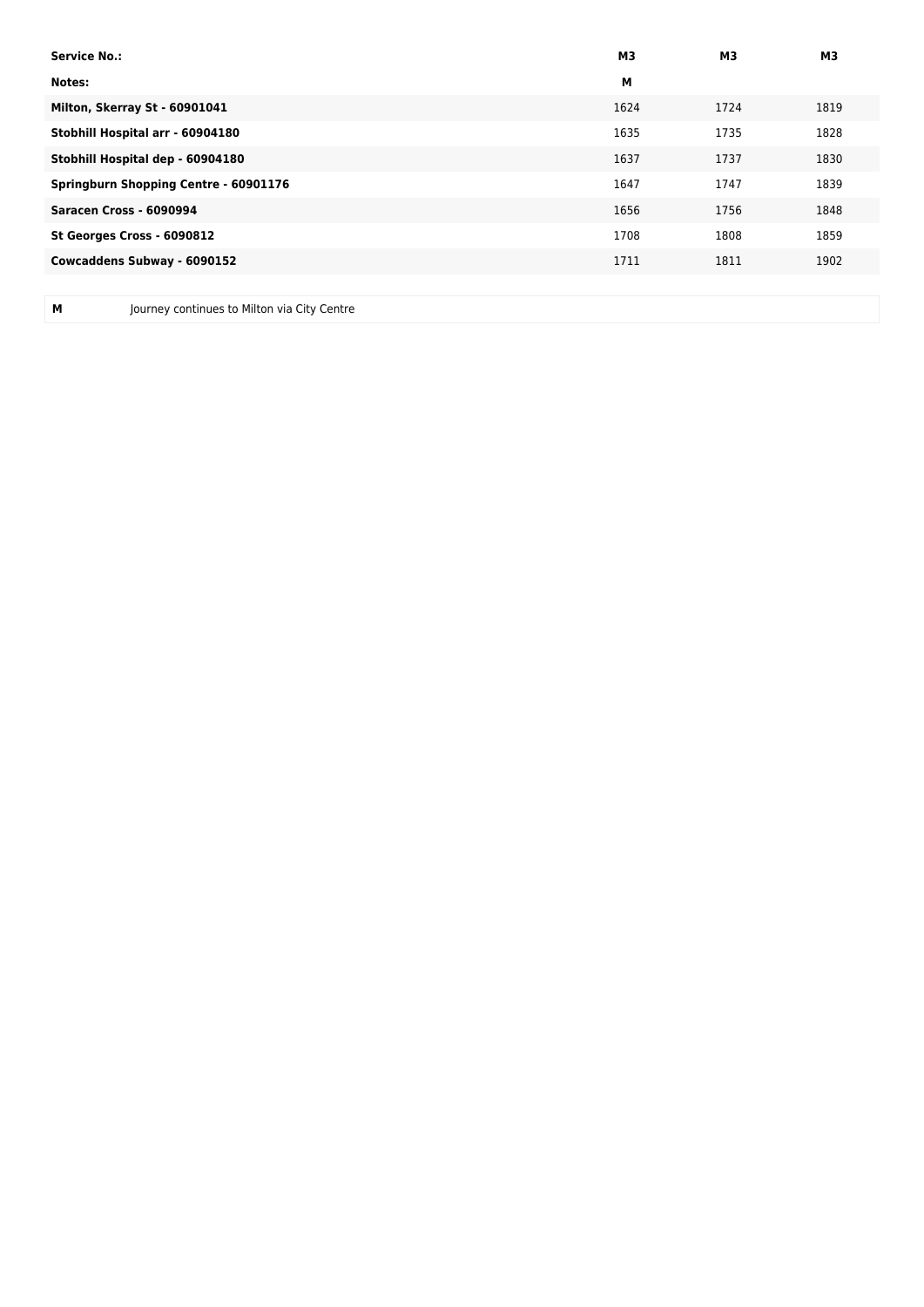| Service No.: | M3 | M3 | M3 |
|---|---|---|---|
| Notes: | M | | |
| Milton, Skerray St - 60901041 | 1624 | 1724 | 1819 |
| Stobhill Hospital arr - 60904180 | 1635 | 1735 | 1828 |
| Stobhill Hospital dep - 60904180 | 1637 | 1737 | 1830 |
| Springburn Shopping Centre - 60901176 | 1647 | 1747 | 1839 |
| Saracen Cross - 6090994 | 1656 | 1756 | 1848 |
| St Georges Cross - 6090812 | 1708 | 1808 | 1859 |
| Cowcaddens Subway - 6090152 | 1711 | 1811 | 1902 |

| | |
|---|---|
| M | Journey continues to Milton via City Centre |